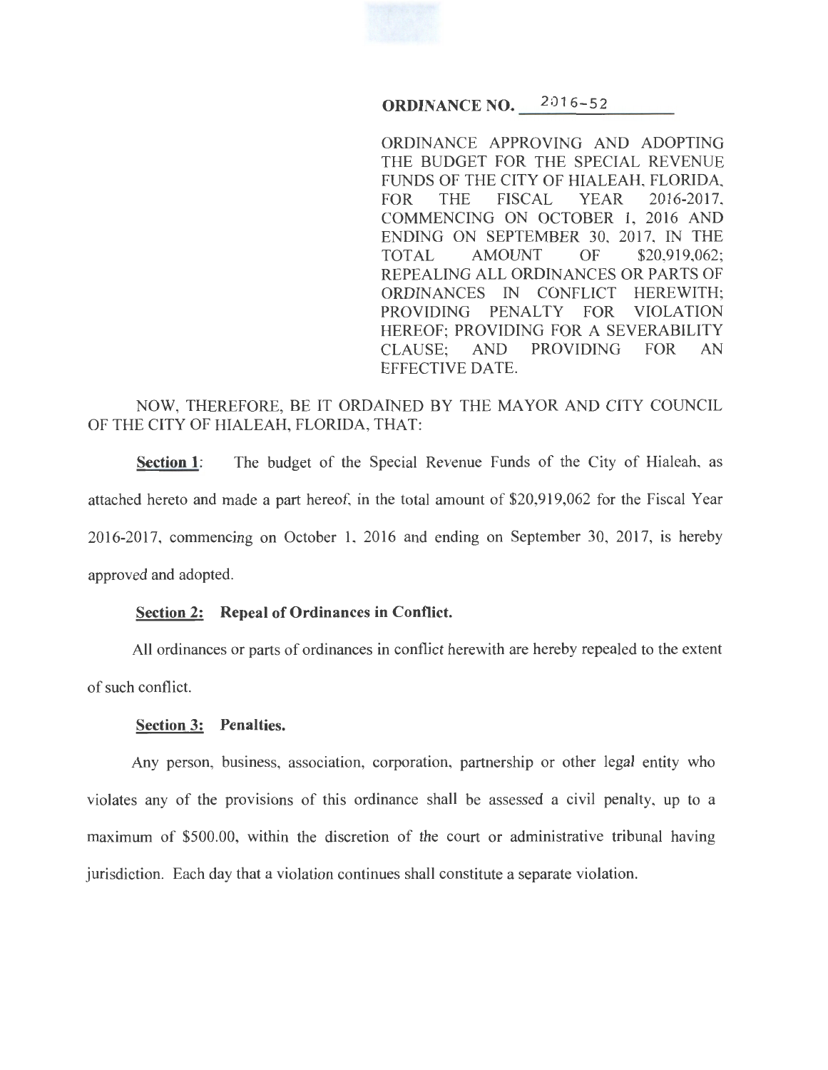**ORDINANCE NO.** 2016-52

ORDINANCE APPROVING AND ADOPTING THE BUDGET FOR THE SPECIAL REVENUE FUNDS OF THE CITY OF HIALEAH, FLORIDA, FOR THE FISCAL YEAR 2016-2017, COMMENCING ON OCTOBER 1, 2016 AND ENDING ON SEPTEMBER 30, 2017, IN THE TOTAL AMOUNT OF $20,919,062; REPEALING ALL ORDINANCES OR PARTS OF ORDINANCES IN CONFLICT HEREWITH; PROVIDING PENALTY FOR VIOLATION HEREOF; PROVIDING FOR A SEVERABILITY CLAUSE; AND PROVIDING FOR AN EFFECTIVE DATE.

NOW, THEREFORE, BE IT ORDAINED BY THE MAYOR AND CITY COUNCIL OF THE CITY OF HIALEAH, FLORIDA, THAT:

**Section 1**: The budget of the Special Revenue Funds of the City of Hialeah, as attached hereto and made a part hereof, in the total amount of $20,919,062 for the Fiscal Year 2016-2017, commencing on October 1, 2016 and ending on September 30, 2017, is hereby approved and adopted.

**Section 2: Repeal of Ordinances in Conflict.**

All ordinances or parts of ordinances in conflict herewith are hereby repealed to the extent of such conflict.

**Section 3: Penalties.**

Any person, business, association, corporation, partnership or other legal entity who violates any of the provisions of this ordinance shall be assessed a civil penalty, up to a maximum of $500.00, within the discretion of the court or administrative tribunal having jurisdiction. Each day that a violation continues shall constitute a separate violation.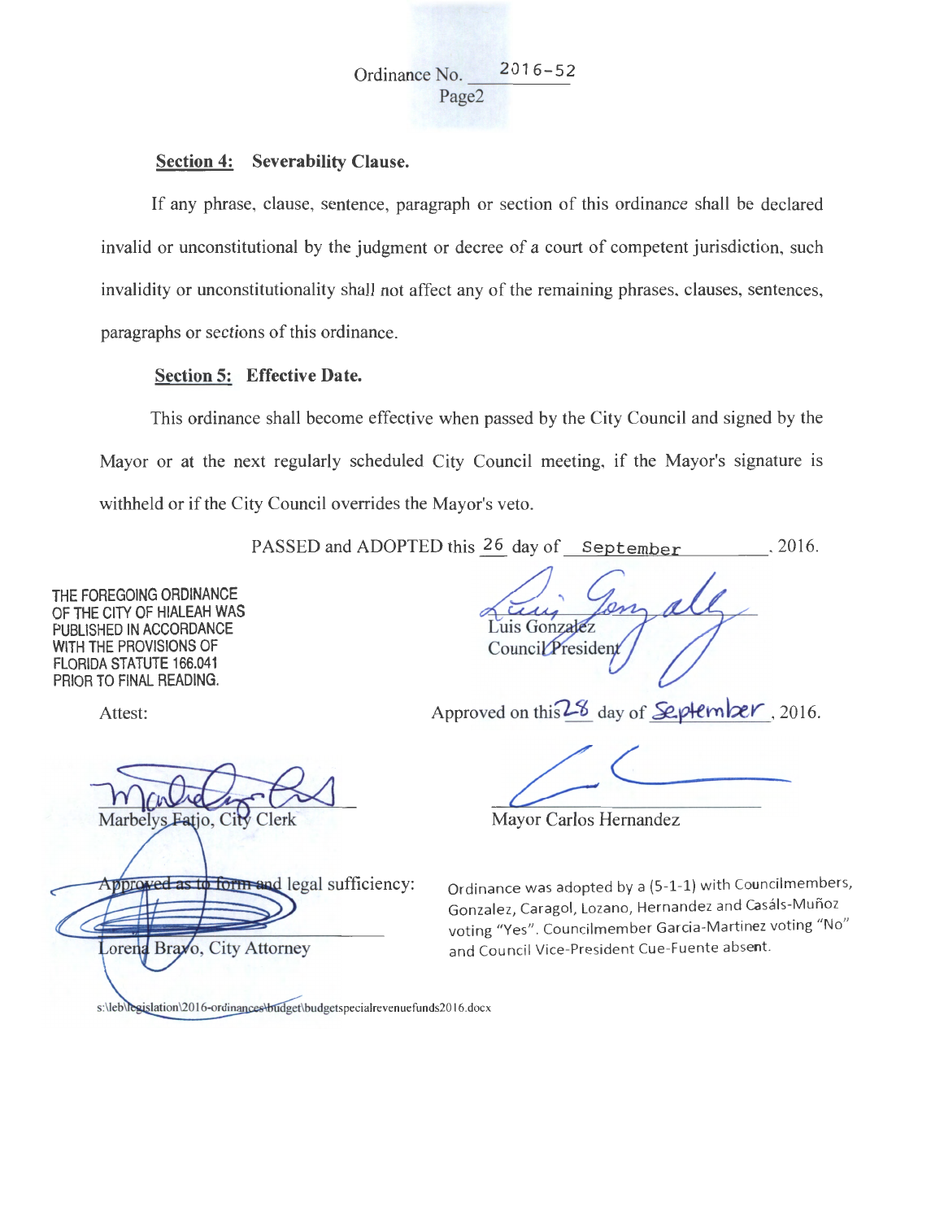Ordinance No. 2016-52
Page2

**Section 4: Severability Clause.**

If any phrase, clause, sentence, paragraph or section of this ordinance shall be declared invalid or unconstitutional by the judgment or decree of a court of competent jurisdiction, such invalidity or unconstitutionality shall not affect any of the remaining phrases, clauses, sentences, paragraphs or sections of this ordinance.

**Section 5: Effective Date.**

This ordinance shall become effective when passed by the City Council and signed by the Mayor or at the next regularly scheduled City Council meeting, if the Mayor's signature is withheld or if the City Council overrides the Mayor's veto.

PASSED and ADOPTED this 26 day of September, 2016.

Luis Gonzalez
Council President

THE FOREGOING ORDINANCE OF THE CITY OF HIALEAH WAS PUBLISHED IN ACCORDANCE WITH THE PROVISIONS OF FLORIDA STATUTE 166.041 PRIOR TO FINAL READING.

Attest:

Approved on this 28 day of September, 2016.

Marbelys Fatjo, City Clerk

Mayor Carlos Hernandez

Approved as to form and legal sufficiency:

Lorena Bravo, City Attorney

Ordinance was adopted by a (5-1-1) with Councilmembers, Gonzalez, Caragol, Lozano, Hernandez and Casáls-Muñoz voting "Yes". Councilmember Garcia-Martinez voting "No" and Council Vice-President Cue-Fuente absent.

s:\leb\legislation\2016-ordinances\budget\budgetspecialrevenuefunds2016.docx